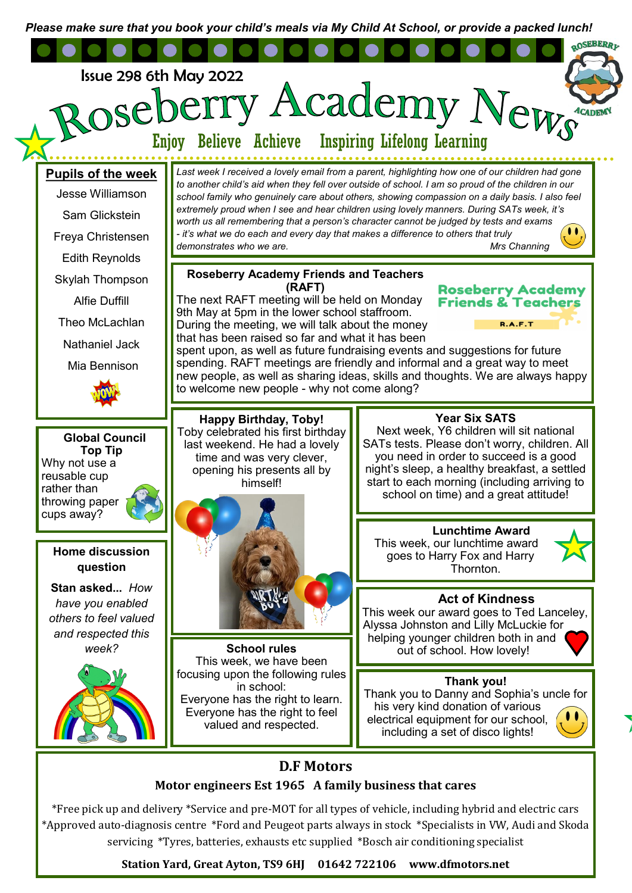*Please make sure that you book your child's meals via My Child At School, or provide a packed lunch!*

Issue 298 6th May 2022

# Roseberry Academy News

Enjoy Believe Achieve Inspiring Lifelong Learning

## Pupils of the week

Jesse Williamson
Sam Glickstein
Freya Christensen
Edith Reynolds
Skylah Thompson
Alfie Duffill
Theo McLachlan
Nathaniel Jack
Mia Bennison

*Last week I received a lovely email from a parent, highlighting how one of our children had gone to another child's aid when they fell over outside of school. I am so proud of the children in our school family who genuinely care about others, showing compassion on a daily basis. I also feel extremely proud when I see and hear children using lovely manners. During SATs week, it's worth us all remembering that a person's character cannot be judged by tests and exams - it's what we do each and every day that makes a difference to others that truly demonstrates who we are.* *Mrs Channing*

### Roseberry Academy Friends and Teachers (RAFT)

The next RAFT meeting will be held on Monday 9th May at 5pm in the lower school staffroom. During the meeting, we will talk about the money that has been raised so far and what it has been spent upon, as well as future fundraising events and suggestions for future spending. RAFT meetings are friendly and informal and a great way to meet new people, as well as sharing ideas, skills and thoughts. We are always happy to welcome new people - why not come along?

### Global Council Top Tip

Why not use a reusable cup rather than throwing paper cups away?

### Home discussion question

**Stan asked...** *How have you enabled others to feel valued and respected this week?*

### Happy Birthday, Toby!

Toby celebrated his first birthday last weekend. He had a lovely time and was very clever, opening his presents all by himself!

### School rules

This week, we have been focusing upon the following rules in school:
Everyone has the right to learn.
Everyone has the right to feel valued and respected.

### Year Six SATS

Next week, Y6 children will sit national SATs tests. Please don't worry, children. All you need in order to succeed is a good night's sleep, a healthy breakfast, a settled start to each morning (including arriving to school on time) and a great attitude!

### Lunchtime Award

This week, our lunchtime award goes to Harry Fox and Harry Thornton.

### Act of Kindness

This week our award goes to Ted Lanceley, Alyssa Johnston and Lilly McLuckie for helping younger children both in and out of school. How lovely!

### Thank you!

Thank you to Danny and Sophia's uncle for his very kind donation of various electrical equipment for our school, including a set of disco lights!

## D.F Motors

**Motor engineers Est 1965 A family business that cares**

*Free pick up and delivery *Service and pre-MOT for all types of vehicle, including hybrid and electric cars *Approved auto-diagnosis centre *Ford and Peugeot parts always in stock *Specialists in VW, Audi and Skoda servicing *Tyres, batteries, exhausts etc supplied *Bosch air conditioning specialist

**Station Yard, Great Ayton, TS9 6HJ 01642 722106 www.dfmotors.net**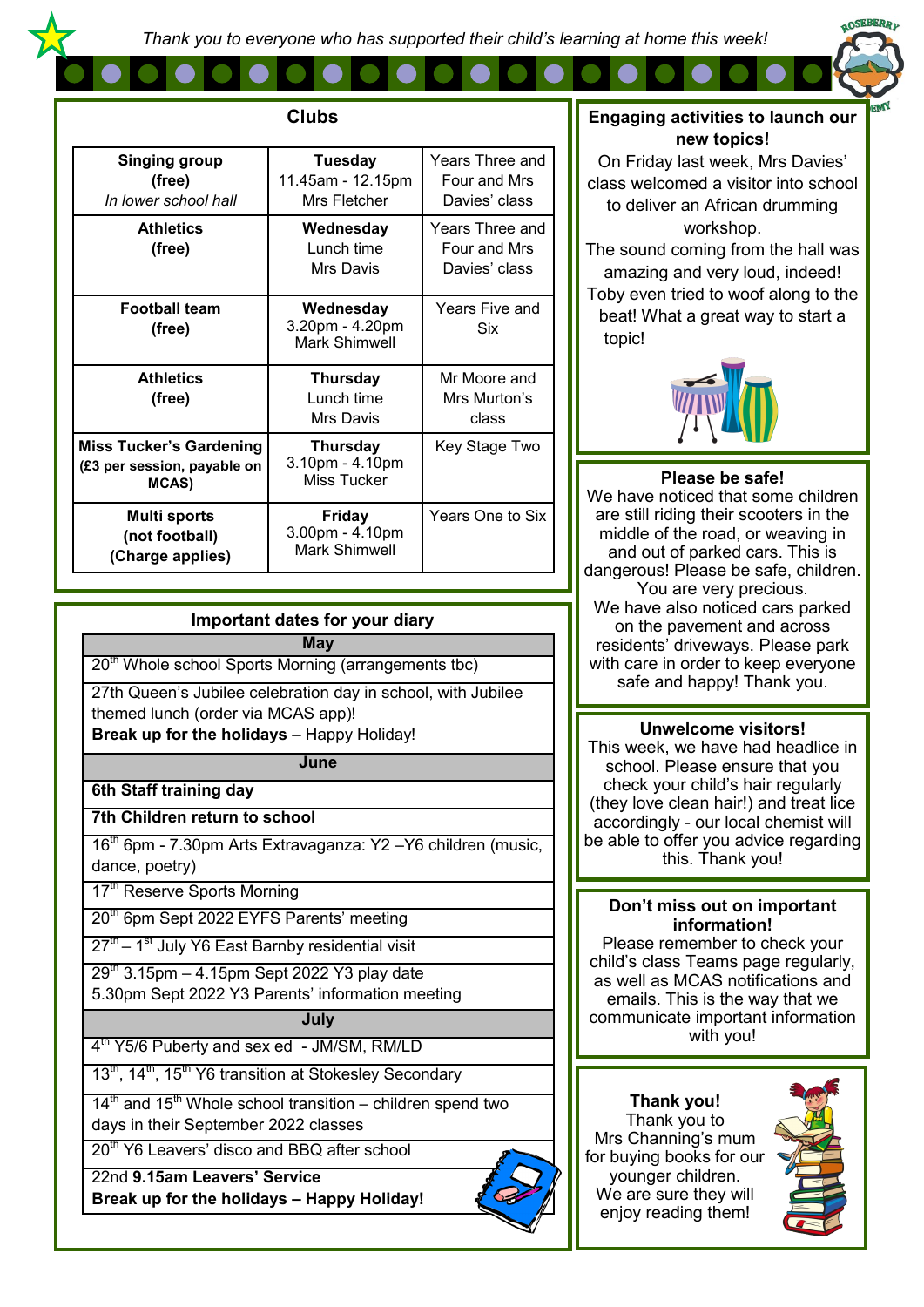*Thank you to everyone who has supported their child's learning at home this week!*

## Clubs

| | | |
|---|---|---|
| **Singing group (free)** *In lower school hall* | **Tuesday** 11.45am - 12.15pm Mrs Fletcher | Years Three and Four and Mrs Davies' class |
| **Athletics (free)** | **Wednesday** Lunch time Mrs Davis | Years Three and Four and Mrs Davies' class |
| **Football team (free)** | **Wednesday** 3.20pm - 4.20pm Mark Shimwell | Years Five and Six |
| **Athletics (free)** | **Thursday** Lunch time Mrs Davis | Mr Moore and Mrs Murton's class |
| **Miss Tucker's Gardening (£3 per session, payable on MCAS)** | **Thursday** 3.10pm - 4.10pm Miss Tucker | Key Stage Two |
| **Multi sports (not football) (Charge applies)** | **Friday** 3.00pm - 4.10pm Mark Shimwell | Years One to Six |

## Important dates for your diary

| May |
|---|
| 20th Whole school Sports Morning (arrangements tbc) |
| 27th Queen's Jubilee celebration day in school, with Jubilee themed lunch (order via MCAS app)! **Break up for the holidays** – Happy Holiday! |
| **June** |
| **6th Staff training day** |
| **7th Children return to school** |
| 16th 6pm - 7.30pm Arts Extravaganza: Y2 –Y6 children (music, dance, poetry) |
| 17th Reserve Sports Morning |
| 20th 6pm Sept 2022 EYFS Parents' meeting |
| 27th – 1st July Y6 East Barnby residential visit |
| 29th 3.15pm – 4.15pm Sept 2022 Y3 play date 5.30pm Sept 2022 Y3 Parents' information meeting |
| **July** |
| 4th Y5/6 Puberty and sex ed - JM/SM, RM/LD |
| 13th, 14th, 15th Y6 transition at Stokesley Secondary |
| 14th and 15th Whole school transition – children spend two days in their September 2022 classes |
| 20th Y6 Leavers' disco and BBQ after school |
| 22nd **9.15am Leavers' Service** **Break up for the holidays – Happy Holiday!** |

## Engaging activities to launch our new topics!

On Friday last week, Mrs Davies' class welcomed a visitor into school to deliver an African drumming workshop.

The sound coming from the hall was amazing and very loud, indeed! Toby even tried to woof along to the beat! What a great way to start a topic!

## Please be safe!

We have noticed that some children are still riding their scooters in the middle of the road, or weaving in and out of parked cars. This is dangerous! Please be safe, children. You are very precious.

We have also noticed cars parked on the pavement and across residents' driveways. Please park with care in order to keep everyone safe and happy! Thank you.

## Unwelcome visitors!

This week, we have had headlice in school. Please ensure that you check your child's hair regularly (they love clean hair!) and treat lice accordingly - our local chemist will be able to offer you advice regarding this. Thank you!

## Don't miss out on important information!

Please remember to check your child's class Teams page regularly, as well as MCAS notifications and emails. This is the way that we communicate important information with you!

## Thank you!

Thank you to Mrs Channing's mum for buying books for our younger children. We are sure they will enjoy reading them!